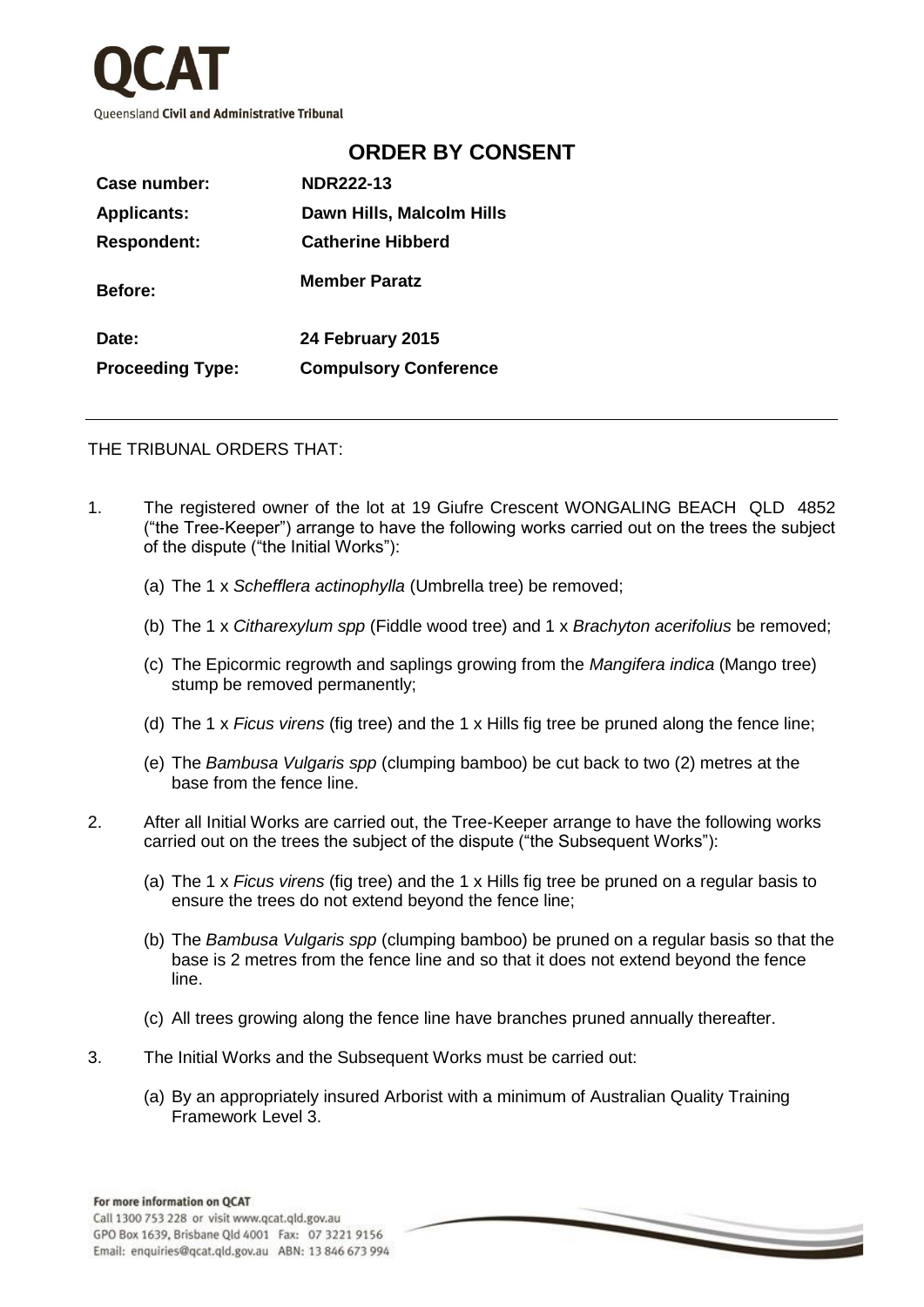# ORDER BY CONSENT

| | |
|---|---|
| **Case number:** | **NDR222-13** |
| **Applicants:** | **Dawn Hills, Malcolm Hills** |
| **Respondent:** | **Catherine Hibberd** |
| **Before:** | **Member Paratz** |
| **Date:** | **24 February 2015** |
| **Proceeding Type:** | **Compulsory Conference** |

---

THE TRIBUNAL ORDERS THAT:

1. The registered owner of the lot at 19 Giufre Crescent WONGALING BEACH QLD 4852 ("the Tree-Keeper") arrange to have the following works carried out on the trees the subject of the dispute ("the Initial Works"):

   (a) The 1 x *Schefflera actinophylla* (Umbrella tree) be removed;

   (b) The 1 x *Citharexylum spp* (Fiddle wood tree) and 1 x *Brachyton acerifolius* be removed;

   (c) The Epicormic regrowth and saplings growing from the *Mangifera indica* (Mango tree) stump be removed permanently;

   (d) The 1 x *Ficus virens* (fig tree) and the 1 x Hills fig tree be pruned along the fence line;

   (e) The *Bambusa Vulgaris spp* (clumping bamboo) be cut back to two (2) metres at the base from the fence line.

2. After all Initial Works are carried out, the Tree-Keeper arrange to have the following works carried out on the trees the subject of the dispute ("the Subsequent Works"):

   (a) The 1 x *Ficus virens* (fig tree) and the 1 x Hills fig tree be pruned on a regular basis to ensure the trees do not extend beyond the fence line;

   (b) The *Bambusa Vulgaris spp* (clumping bamboo) be pruned on a regular basis so that the base is 2 metres from the fence line and so that it does not extend beyond the fence line.

   (c) All trees growing along the fence line have branches pruned annually thereafter.

3. The Initial Works and the Subsequent Works must be carried out:

   (a) By an appropriately insured Arborist with a minimum of Australian Quality Training Framework Level 3.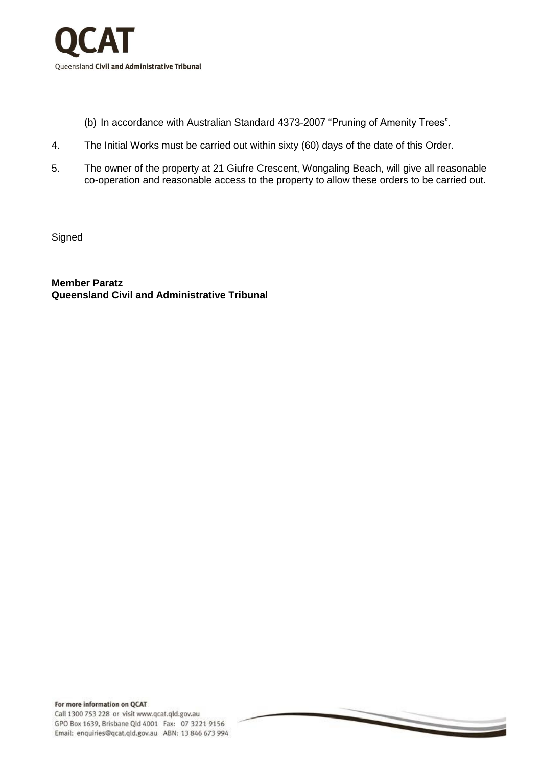(b) In accordance with Australian Standard 4373-2007 "Pruning of Amenity Trees".

4. The Initial Works must be carried out within sixty (60) days of the date of this Order.

5. The owner of the property at 21 Giufre Crescent, Wongaling Beach, will give all reasonable co-operation and reasonable access to the property to allow these orders to be carried out.

Signed

**Member Paratz**
**Queensland Civil and Administrative Tribunal**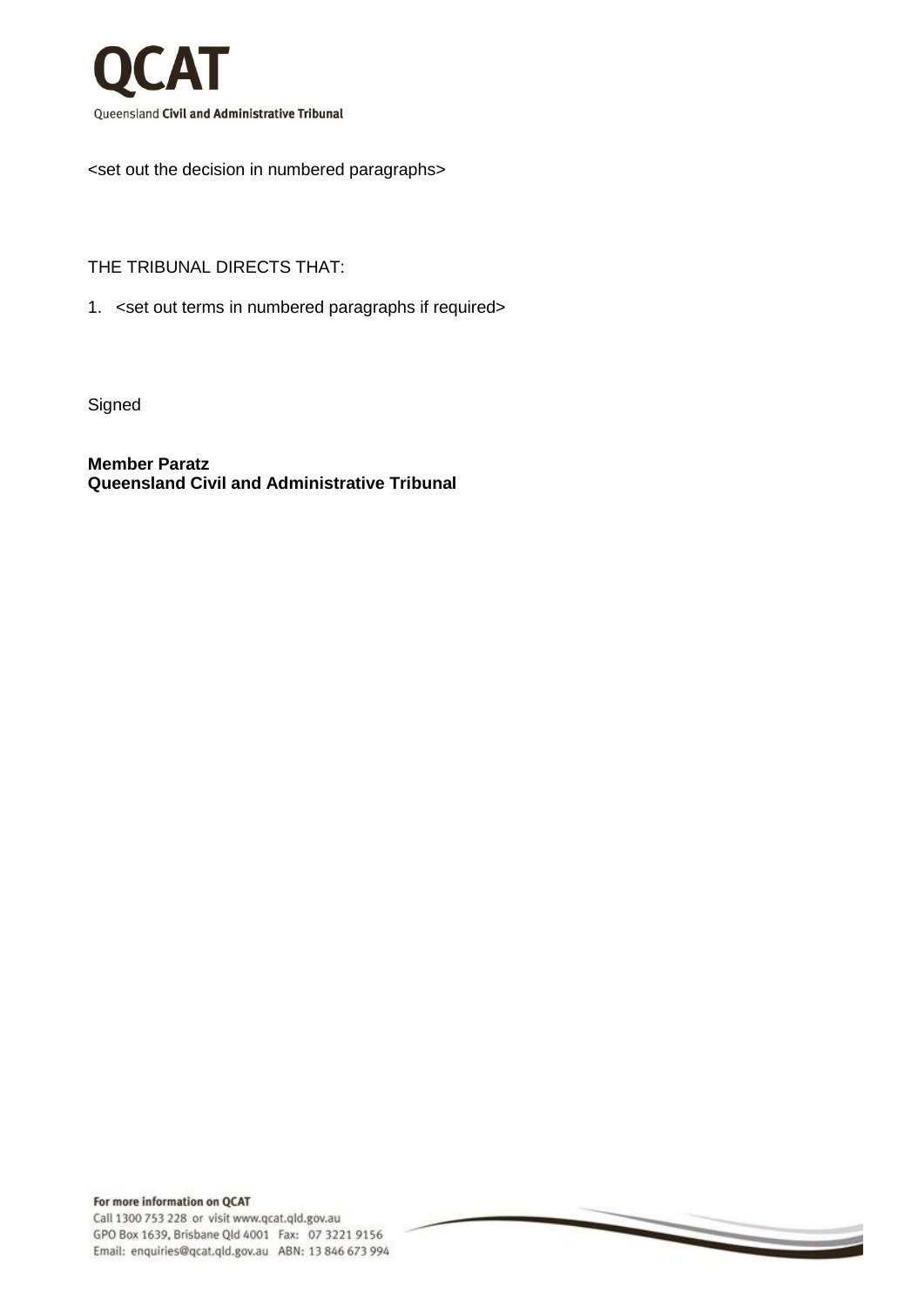<set out the decision in numbered paragraphs>

THE TRIBUNAL DIRECTS THAT:

1. <set out terms in numbered paragraphs if required>

Signed

**Member Paratz**
**Queensland Civil and Administrative Tribunal**